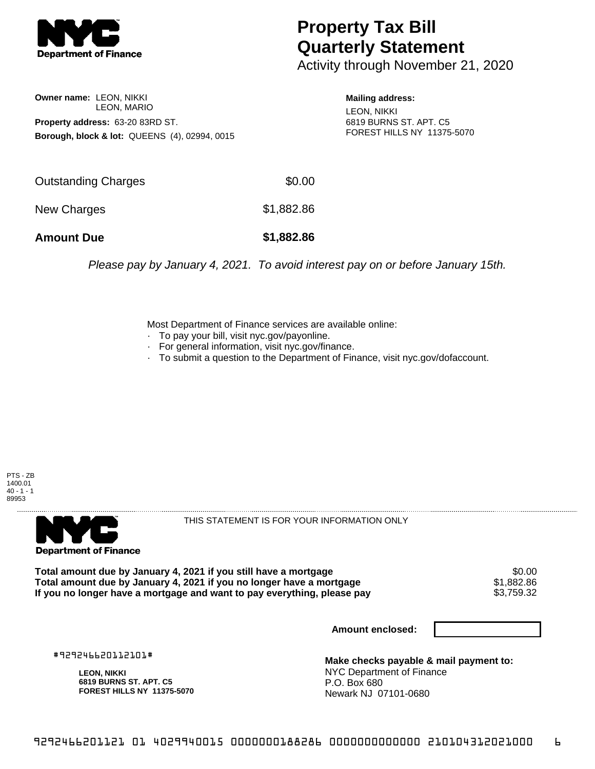# Property Tax Bill Quarterly Statement

Activity through November 21, 2020

**Owner name:** LEON, NIKKI
LEON, MARIO

**Property address:** 63-20 83RD ST.

**Borough, block & lot:** QUEENS (4), 02994, 0015

**Mailing address:**
LEON, NIKKI
6819 BURNS ST. APT. C5
FOREST HILLS NY 11375-5070

| | |
|---|---|
| Outstanding Charges | $0.00 |
| New Charges | $1,882.86 |
| **Amount Due** | **$1,882.86** |

*Please pay by January 4, 2021. To avoid interest pay on or before January 15th.*

Most Department of Finance services are available online:

- To pay your bill, visit nyc.gov/payonline.
- For general information, visit nyc.gov/finance.
- To submit a question to the Department of Finance, visit nyc.gov/dofaccount.

PTS - ZB
1400.01
40 - 1 - 1
89953

THIS STATEMENT IS FOR YOUR INFORMATION ONLY

| | |
|---|---|
| **Total amount due by January 4, 2021 if you still have a mortgage** | $0.00 |
| **Total amount due by January 4, 2021 if you no longer have a mortgage** | $1,882.86 |
| **If you no longer have a mortgage and want to pay everything, please pay** | $3,759.32 |

**Amount enclosed:**

#929246620112101#

**LEON, NIKKI**
**6819 BURNS ST. APT. C5**
**FOREST HILLS NY 11375-5070**

**Make checks payable & mail payment to:**
NYC Department of Finance
P.O. Box 680
Newark NJ 07101-0680

929246620112101 01 4029940015 0000000188286 0000000000000 210104312021000 6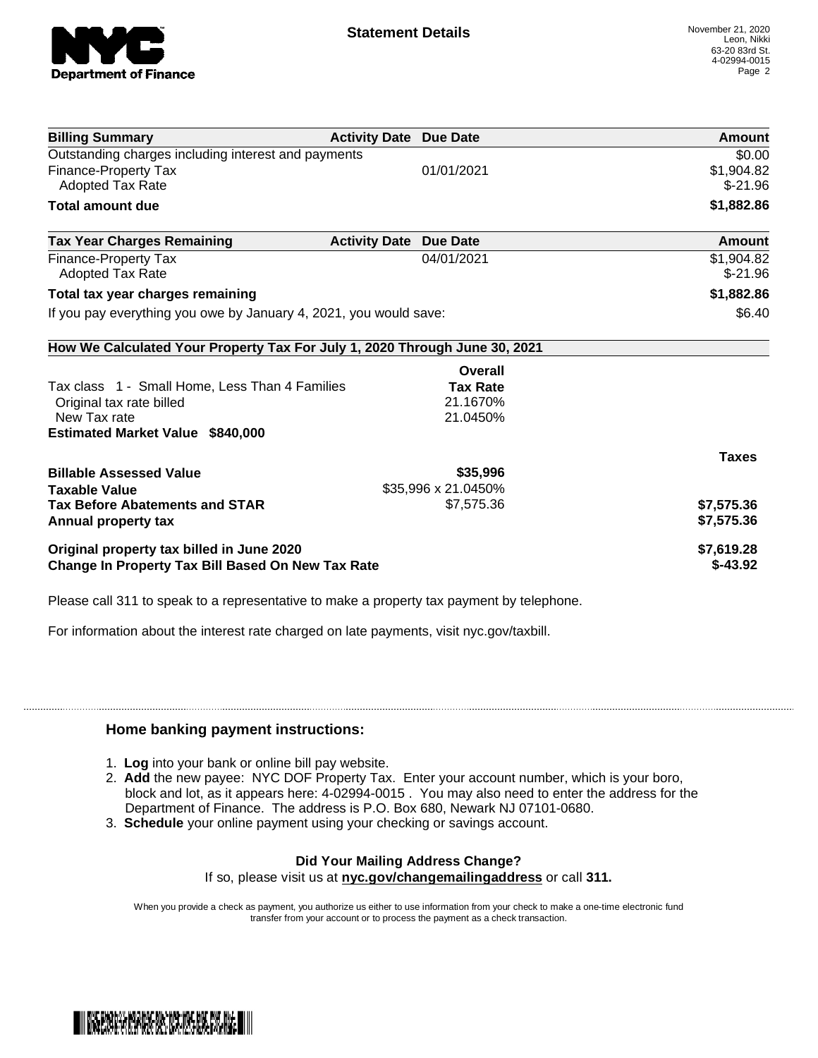## Statement Details

November 21, 2020
Leon, Nikki
63-20 83rd St.
4-02994-0015

| Billing Summary | Activity Date | Due Date | Amount |
|---|---|---|---|
| Outstanding charges including interest and payments | | | $0.00 |
| Finance-Property Tax | | 01/01/2021 | $1,904.82 |
| Adopted Tax Rate | | | $-21.96 |
| **Total amount due** | | | **$1,882.86** |

| Tax Year Charges Remaining | Activity Date | Due Date | Amount |
|---|---|---|---|
| Finance-Property Tax | | 04/01/2021 | $1,904.82 |
| Adopted Tax Rate | | | $-21.96 |
| **Total tax year charges remaining** | | | **$1,882.86** |
| If you pay everything you owe by January 4, 2021, you would save: | | | $6.40 |

### How We Calculated Your Property Tax For July 1, 2020 Through June 30, 2021

| | Overall Tax Rate | |
|---|---|---|
| Tax class 1 - Small Home, Less Than 4 Families | | |
| Original tax rate billed | 21.1670% | |
| New Tax rate | 21.0450% | |
| **Estimated Market Value $840,000** | | |
| | | **Taxes** |
| **Billable Assessed Value** | **$35,996** | |
| **Taxable Value** | $35,996 x 21.0450% | |
| **Tax Before Abatements and STAR** | $7,575.36 | **$7,575.36** |
| **Annual property tax** | | **$7,575.36** |
| **Original property tax billed in June 2020** | | **$7,619.28** |
| **Change In Property Tax Bill Based On New Tax Rate** | | **$-43.92** |

Please call 311 to speak to a representative to make a property tax payment by telephone.

For information about the interest rate charged on late payments, visit nyc.gov/taxbill.

### Home banking payment instructions:

1. **Log** into your bank or online bill pay website.
2. **Add** the new payee: NYC DOF Property Tax. Enter your account number, which is your boro, block and lot, as it appears here: 4-02994-0015 . You may also need to enter the address for the Department of Finance. The address is P.O. Box 680, Newark NJ 07101-0680.
3. **Schedule** your online payment using your checking or savings account.

**Did Your Mailing Address Change?**
If so, please visit us at **nyc.gov/changemailingaddress** or call **311.**

When you provide a check as payment, you authorize us either to use information from your check to make a one-time electronic fund transfer from your account or to process the payment as a check transaction.